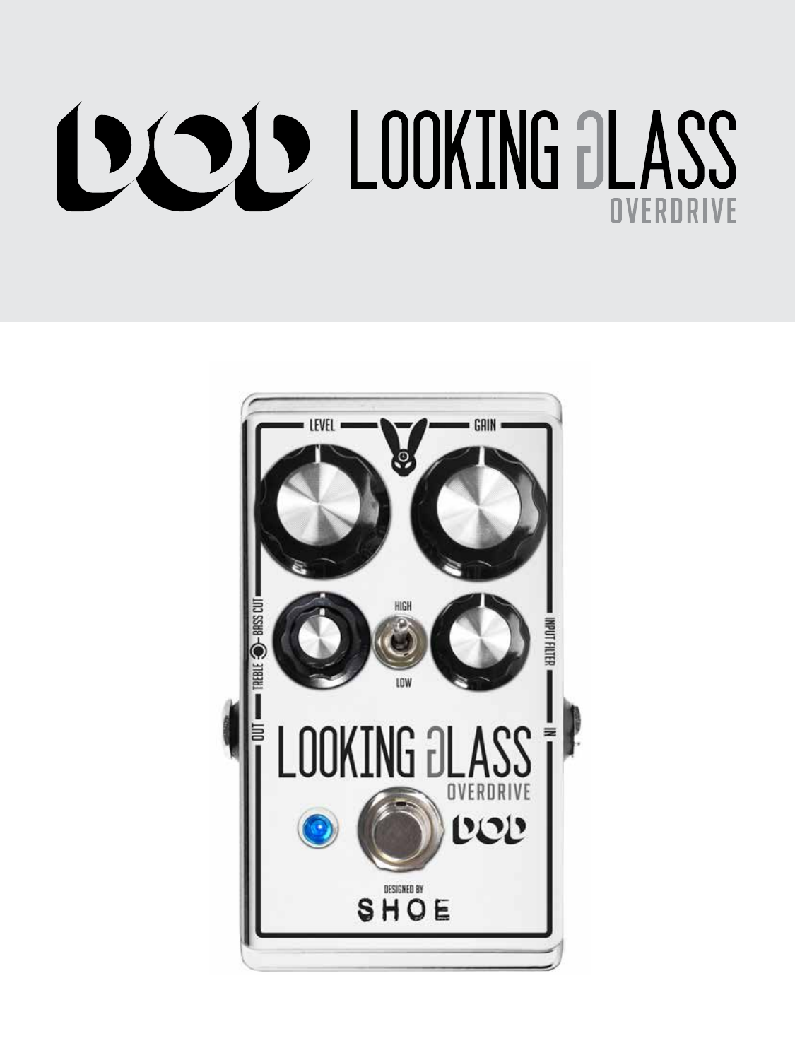# DOD LOOKING GLASS

## OVERDRIVE

LEVEL GAIN

BASS CUT TREBLE

HIGH LOW

INPUT FILTER

OUT IN

LOOKING GLASS OVERDRIVE

DOD

DESIGNED BY

SHOE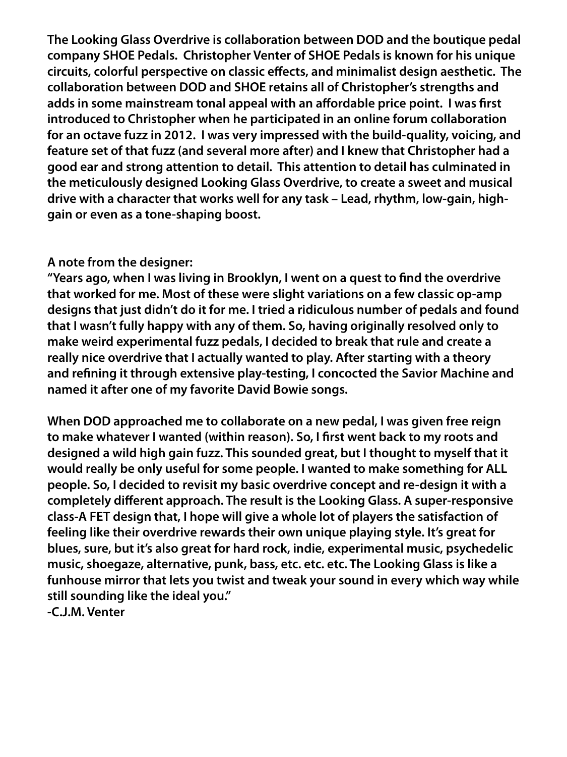**The Looking Glass Overdrive is collaboration between DOD and the boutique pedal company SHOE Pedals. Christopher Venter of SHOE Pedals is known for his unique circuits, colorful perspective on classic effects, and minimalist design aesthetic. The collaboration between DOD and SHOE retains all of Christopher's strengths and adds in some mainstream tonal appeal with an affordable price point. I was first introduced to Christopher when he participated in an online forum collaboration for an octave fuzz in 2012. I was very impressed with the build-quality, voicing, and feature set of that fuzz (and several more after) and I knew that Christopher had a good ear and strong attention to detail. This attention to detail has culminated in the meticulously designed Looking Glass Overdrive, to create a sweet and musical drive with a character that works well for any task – Lead, rhythm, low-gain, high-gain or even as a tone-shaping boost.**

**A note from the designer:**

**"Years ago, when I was living in Brooklyn, I went on a quest to find the overdrive that worked for me. Most of these were slight variations on a few classic op-amp designs that just didn't do it for me. I tried a ridiculous number of pedals and found that I wasn't fully happy with any of them. So, having originally resolved only to make weird experimental fuzz pedals, I decided to break that rule and create a really nice overdrive that I actually wanted to play. After starting with a theory and refining it through extensive play-testing, I concocted the Savior Machine and named it after one of my favorite David Bowie songs.**

**When DOD approached me to collaborate on a new pedal, I was given free reign to make whatever I wanted (within reason). So, I first went back to my roots and designed a wild high gain fuzz. This sounded great, but I thought to myself that it would really be only useful for some people. I wanted to make something for ALL people. So, I decided to revisit my basic overdrive concept and re-design it with a completely different approach. The result is the Looking Glass. A super-responsive class-A FET design that, I hope will give a whole lot of players the satisfaction of feeling like their overdrive rewards their own unique playing style. It's great for blues, sure, but it's also great for hard rock, indie, experimental music, psychedelic music, shoegaze, alternative, punk, bass, etc. etc. etc. The Looking Glass is like a funhouse mirror that lets you twist and tweak your sound in every which way while still sounding like the ideal you."**

**-C.J.M. Venter**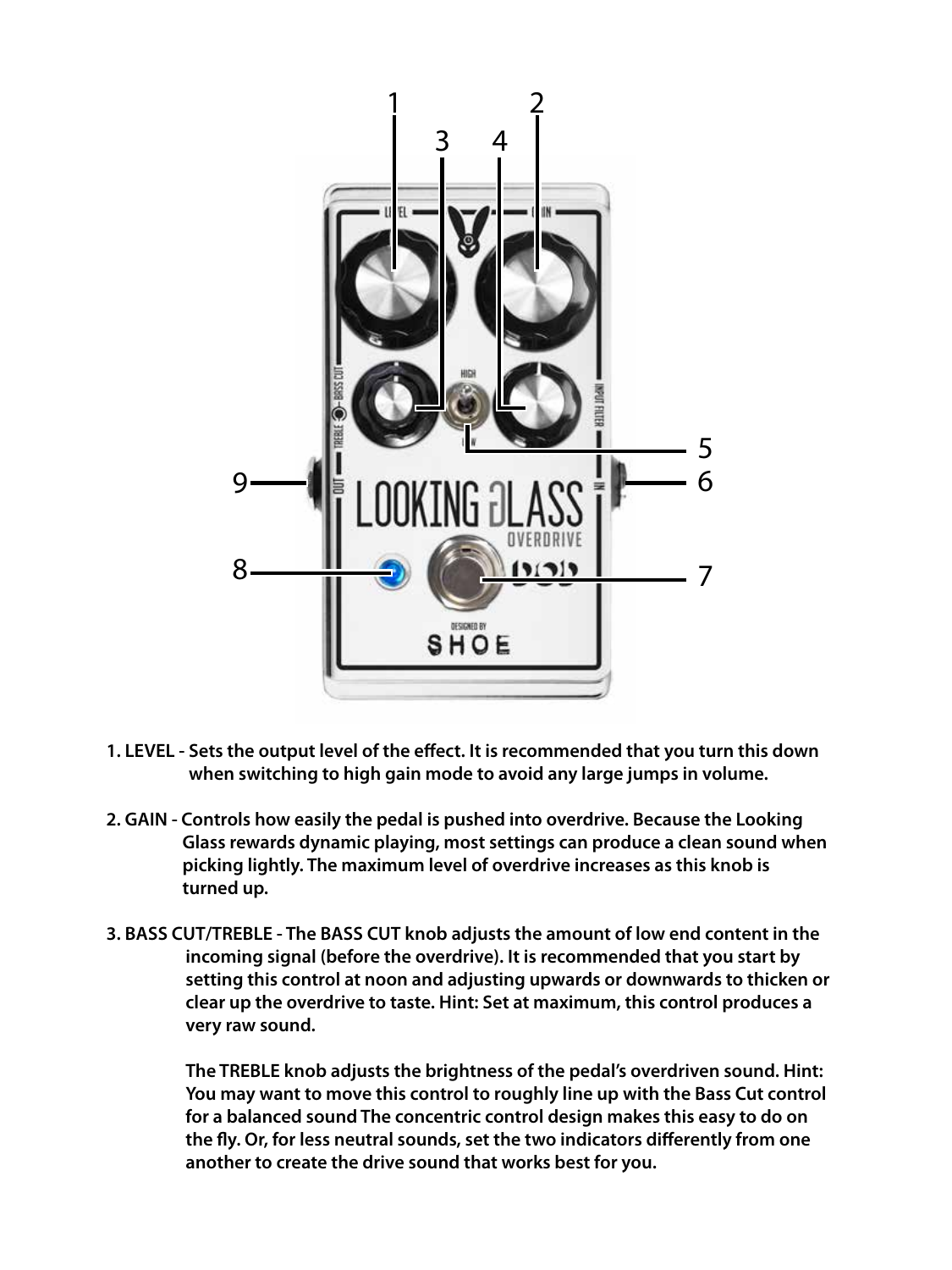1. **LEVEL - Sets the output level of the effect. It is recommended that you turn this down when switching to high gain mode to avoid any large jumps in volume.**

2. **GAIN - Controls how easily the pedal is pushed into overdrive. Because the Looking Glass rewards dynamic playing, most settings can produce a clean sound when picking lightly. The maximum level of overdrive increases as this knob is turned up.**

3. **BASS CUT/TREBLE - The BASS CUT knob adjusts the amount of low end content in the incoming signal (before the overdrive). It is recommended that you start by setting this control at noon and adjusting upwards or downwards to thicken or clear up the overdrive to taste. Hint: Set at maximum, this control produces a very raw sound.**

   **The TREBLE knob adjusts the brightness of the pedal's overdriven sound. Hint: You may want to move this control to roughly line up with the Bass Cut control for a balanced sound The concentric control design makes this easy to do on the fly. Or, for less neutral sounds, set the two indicators differently from one another to create the drive sound that works best for you.**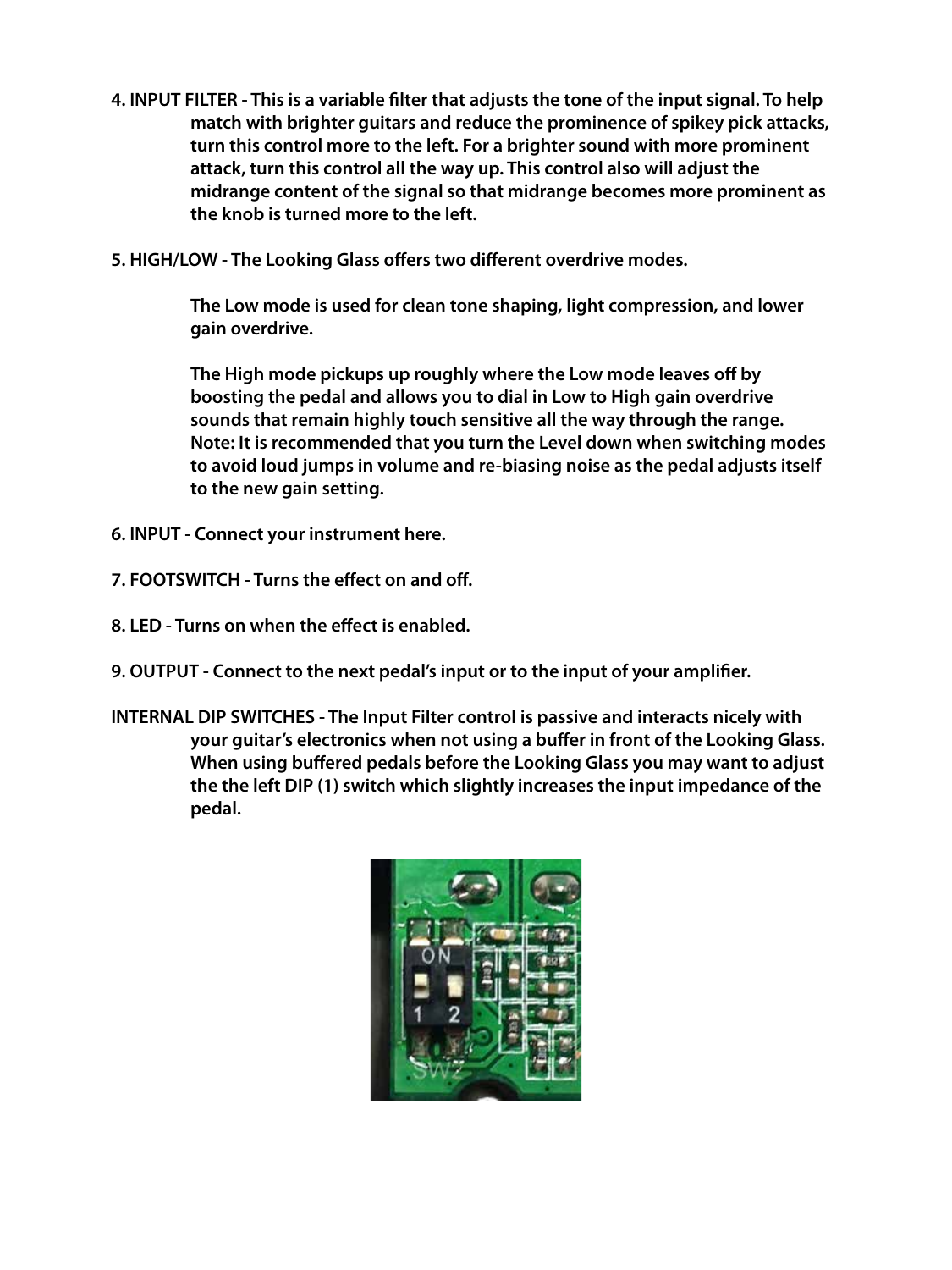**4. INPUT FILTER - This is a variable filter that adjusts the tone of the input signal. To help match with brighter guitars and reduce the prominence of spikey pick attacks, turn this control more to the left. For a brighter sound with more prominent attack, turn this control all the way up. This control also will adjust the midrange content of the signal so that midrange becomes more prominent as the knob is turned more to the left.**

**5. HIGH/LOW - The Looking Glass offers two different overdrive modes.**

**The Low mode is used for clean tone shaping, light compression, and lower gain overdrive.**

**The High mode pickups up roughly where the Low mode leaves off by boosting the pedal and allows you to dial in Low to High gain overdrive sounds that remain highly touch sensitive all the way through the range. Note: It is recommended that you turn the Level down when switching modes to avoid loud jumps in volume and re-biasing noise as the pedal adjusts itself to the new gain setting.**

**6. INPUT - Connect your instrument here.**

**7. FOOTSWITCH - Turns the effect on and off.**

**8. LED - Turns on when the effect is enabled.**

**9. OUTPUT - Connect to the next pedal's input or to the input of your amplifier.**

**INTERNAL DIP SWITCHES - The Input Filter control is passive and interacts nicely with your guitar's electronics when not using a buffer in front of the Looking Glass. When using buffered pedals before the Looking Glass you may want to adjust the the left DIP (1) switch which slightly increases the input impedance of the pedal.**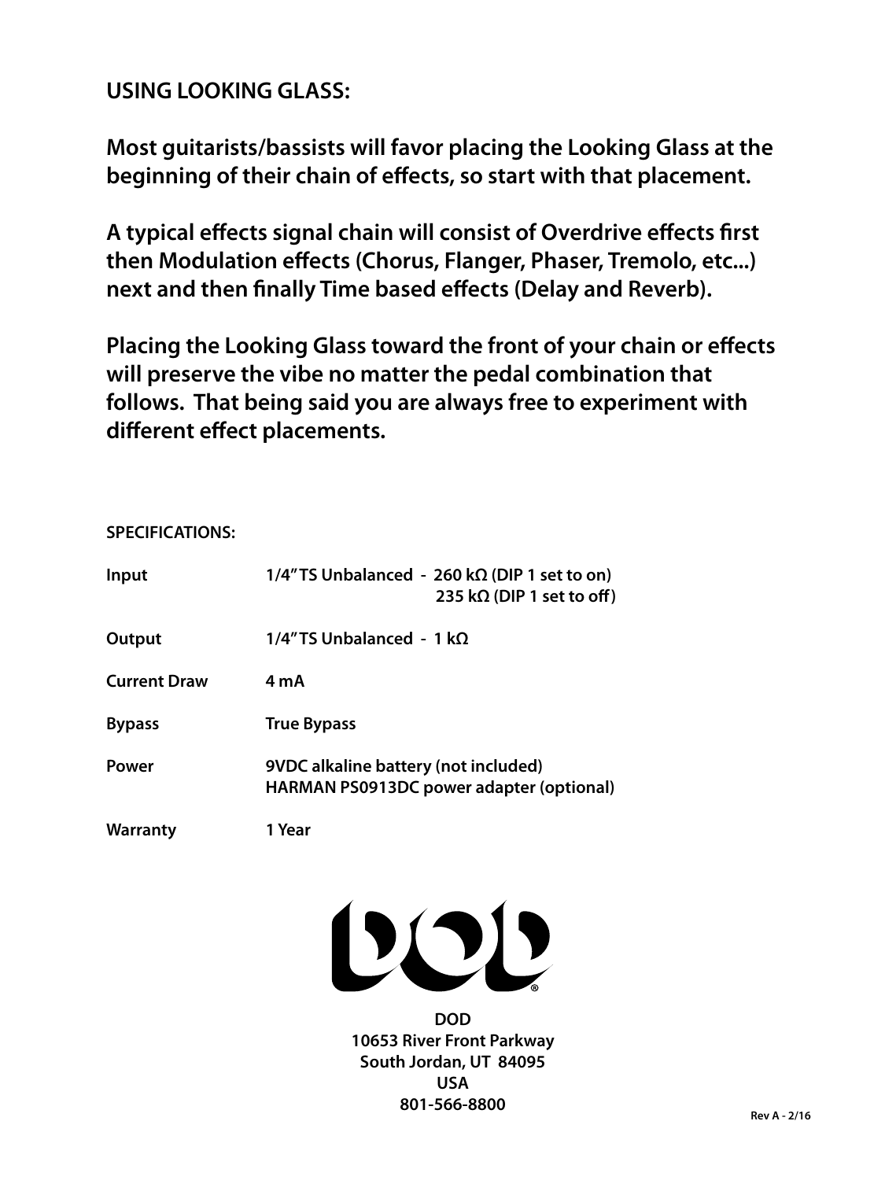## USING LOOKING GLASS:

**Most guitarists/bassists will favor placing the Looking Glass at the beginning of their chain of effects, so start with that placement.**

**A typical effects signal chain will consist of Overdrive effects first then Modulation effects (Chorus, Flanger, Phaser, Tremolo, etc...) next and then finally Time based effects (Delay and Reverb).**

**Placing the Looking Glass toward the front of your chain or effects will preserve the vibe no matter the pedal combination that follows. That being said you are always free to experiment with different effect placements.**

### SPECIFICATIONS:

| | |
|---|---|
| **Input** | **1/4" TS Unbalanced - 260 kΩ (DIP 1 set to on)**<br>**235 kΩ (DIP 1 set to off)** |
| **Output** | **1/4" TS Unbalanced - 1 kΩ** |
| **Current Draw** | **4 mA** |
| **Bypass** | **True Bypass** |
| **Power** | **9VDC alkaline battery (not included)**<br>**HARMAN PS0913DC power adapter (optional)** |
| **Warranty** | **1 Year** |

**DOD**
**10653 River Front Parkway**
**South Jordan, UT 84095**
**USA**
**801-566-8800**

Rev A - 2/16